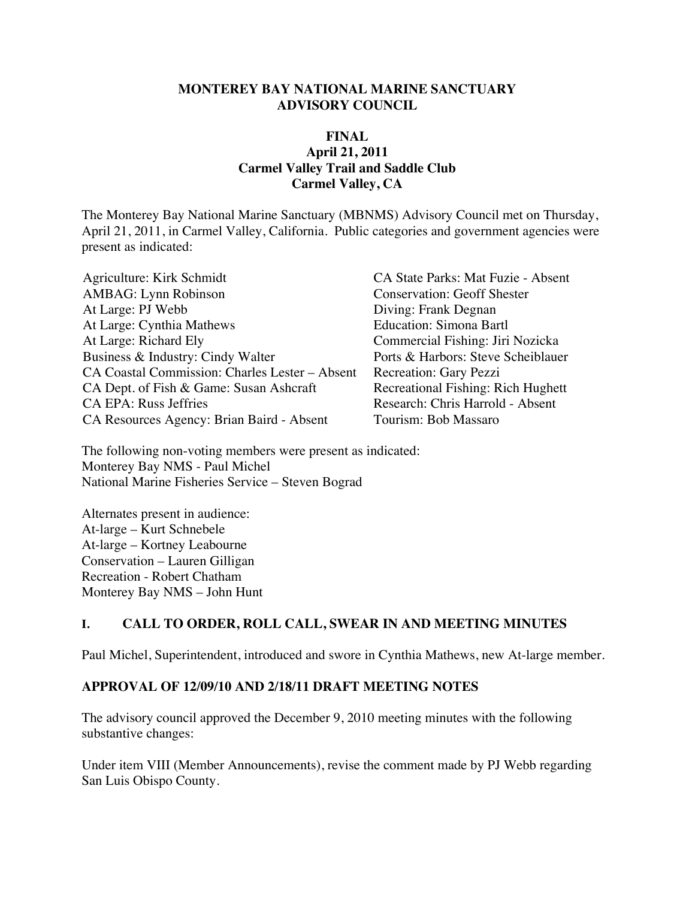**MONTEREY BAY NATIONAL MARINE SANCTUARY ADVISORY COUNCIL**

**FINAL**
**April 21, 2011**
**Carmel Valley Trail and Saddle Club**
**Carmel Valley, CA**

The Monterey Bay National Marine Sanctuary (MBNMS) Advisory Council met on Thursday, April 21, 2011, in Carmel Valley, California. Public categories and government agencies were present as indicated:

Agriculture: Kirk Schmidt
AMBAG: Lynn Robinson
At Large: PJ Webb
At Large: Cynthia Mathews
At Large: Richard Ely
Business & Industry: Cindy Walter
CA Coastal Commission: Charles Lester – Absent
CA Dept. of Fish & Game: Susan Ashcraft
CA EPA: Russ Jeffries
CA Resources Agency: Brian Baird - Absent
CA State Parks: Mat Fuzie - Absent
Conservation: Geoff Shester
Diving: Frank Degnan
Education: Simona Bartl
Commercial Fishing: Jiri Nozicka
Ports & Harbors: Steve Scheiblauer
Recreation: Gary Pezzi
Recreational Fishing: Rich Hughett
Research: Chris Harrold - Absent
Tourism: Bob Massaro

The following non-voting members were present as indicated:
Monterey Bay NMS - Paul Michel
National Marine Fisheries Service – Steven Bograd

Alternates present in audience:
At-large – Kurt Schnebele
At-large – Kortney Leabourne
Conservation – Lauren Gilligan
Recreation - Robert Chatham
Monterey Bay NMS – John Hunt

## I. CALL TO ORDER, ROLL CALL, SWEAR IN AND MEETING MINUTES

Paul Michel, Superintendent, introduced and swore in Cynthia Mathews, new At-large member.

### APPROVAL OF 12/09/10 AND 2/18/11 DRAFT MEETING NOTES

The advisory council approved the December 9, 2010 meeting minutes with the following substantive changes:

Under item VIII (Member Announcements), revise the comment made by PJ Webb regarding San Luis Obispo County.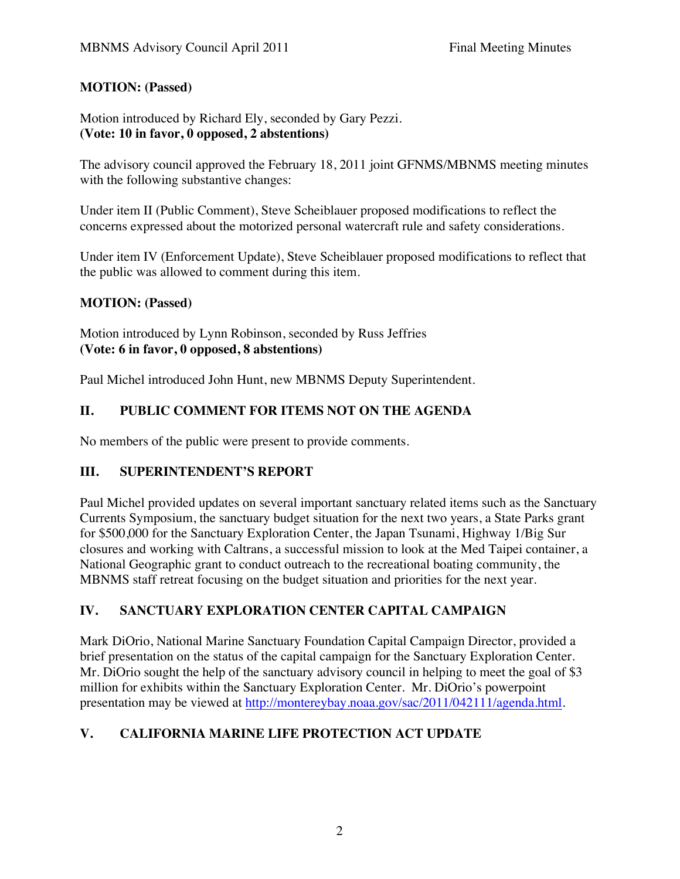**MOTION: (Passed)**

Motion introduced by Richard Ely, seconded by Gary Pezzi.
**(Vote: 10 in favor, 0 opposed, 2 abstentions)**

The advisory council approved the February 18, 2011 joint GFNMS/MBNMS meeting minutes with the following substantive changes:

Under item II (Public Comment), Steve Scheiblauer proposed modifications to reflect the concerns expressed about the motorized personal watercraft rule and safety considerations.

Under item IV (Enforcement Update), Steve Scheiblauer proposed modifications to reflect that the public was allowed to comment during this item.

**MOTION: (Passed)**

Motion introduced by Lynn Robinson, seconded by Russ Jeffries
**(Vote: 6 in favor, 0 opposed, 8 abstentions)**

Paul Michel introduced John Hunt, new MBNMS Deputy Superintendent.

## II. PUBLIC COMMENT FOR ITEMS NOT ON THE AGENDA

No members of the public were present to provide comments.

## III. SUPERINTENDENT'S REPORT

Paul Michel provided updates on several important sanctuary related items such as the Sanctuary Currents Symposium, the sanctuary budget situation for the next two years, a State Parks grant for $500,000 for the Sanctuary Exploration Center, the Japan Tsunami, Highway 1/Big Sur closures and working with Caltrans, a successful mission to look at the Med Taipei container, a National Geographic grant to conduct outreach to the recreational boating community, the MBNMS staff retreat focusing on the budget situation and priorities for the next year.

## IV. SANCTUARY EXPLORATION CENTER CAPITAL CAMPAIGN

Mark DiOrio, National Marine Sanctuary Foundation Capital Campaign Director, provided a brief presentation on the status of the capital campaign for the Sanctuary Exploration Center. Mr. DiOrio sought the help of the sanctuary advisory council in helping to meet the goal of $3 million for exhibits within the Sanctuary Exploration Center. Mr. DiOrio's powerpoint presentation may be viewed at http://montereybay.noaa.gov/sac/2011/042111/agenda.html.

## V. CALIFORNIA MARINE LIFE PROTECTION ACT UPDATE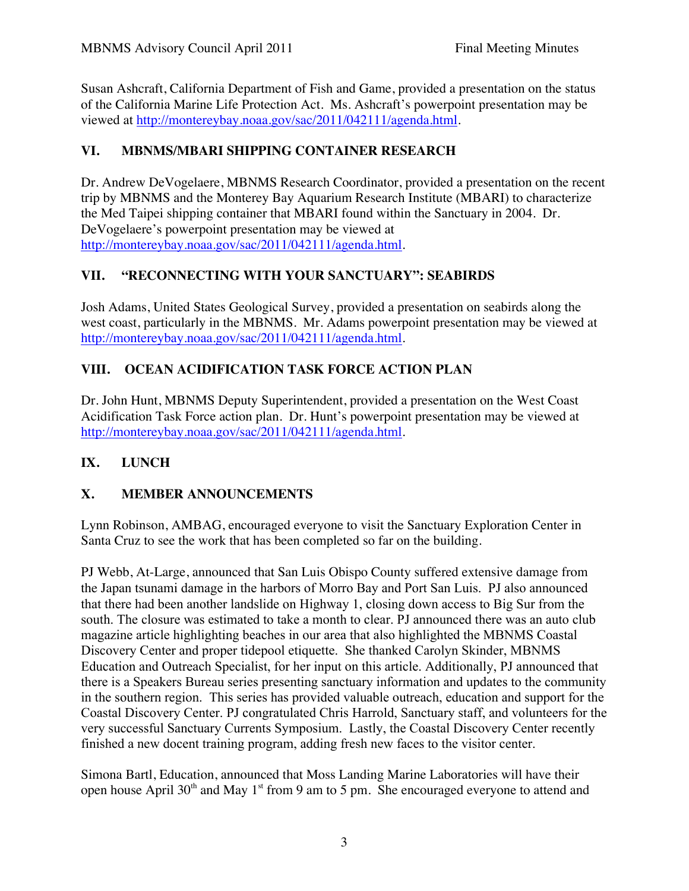Susan Ashcraft, California Department of Fish and Game, provided a presentation on the status of the California Marine Life Protection Act. Ms. Ashcraft's powerpoint presentation may be viewed at http://montereybay.noaa.gov/sac/2011/042111/agenda.html.

## VI. MBNMS/MBARI SHIPPING CONTAINER RESEARCH

Dr. Andrew DeVogelaere, MBNMS Research Coordinator, provided a presentation on the recent trip by MBNMS and the Monterey Bay Aquarium Research Institute (MBARI) to characterize the Med Taipei shipping container that MBARI found within the Sanctuary in 2004. Dr. DeVogelaere's powerpoint presentation may be viewed at http://montereybay.noaa.gov/sac/2011/042111/agenda.html.

## VII. "RECONNECTING WITH YOUR SANCTUARY": SEABIRDS

Josh Adams, United States Geological Survey, provided a presentation on seabirds along the west coast, particularly in the MBNMS. Mr. Adams powerpoint presentation may be viewed at http://montereybay.noaa.gov/sac/2011/042111/agenda.html.

## VIII. OCEAN ACIDIFICATION TASK FORCE ACTION PLAN

Dr. John Hunt, MBNMS Deputy Superintendent, provided a presentation on the West Coast Acidification Task Force action plan. Dr. Hunt's powerpoint presentation may be viewed at http://montereybay.noaa.gov/sac/2011/042111/agenda.html.

## IX. LUNCH

## X. MEMBER ANNOUNCEMENTS

Lynn Robinson, AMBAG, encouraged everyone to visit the Sanctuary Exploration Center in Santa Cruz to see the work that has been completed so far on the building.

PJ Webb, At-Large, announced that San Luis Obispo County suffered extensive damage from the Japan tsunami damage in the harbors of Morro Bay and Port San Luis. PJ also announced that there had been another landslide on Highway 1, closing down access to Big Sur from the south. The closure was estimated to take a month to clear. PJ announced there was an auto club magazine article highlighting beaches in our area that also highlighted the MBNMS Coastal Discovery Center and proper tidepool etiquette. She thanked Carolyn Skinder, MBNMS Education and Outreach Specialist, for her input on this article. Additionally, PJ announced that there is a Speakers Bureau series presenting sanctuary information and updates to the community in the southern region. This series has provided valuable outreach, education and support for the Coastal Discovery Center. PJ congratulated Chris Harrold, Sanctuary staff, and volunteers for the very successful Sanctuary Currents Symposium. Lastly, the Coastal Discovery Center recently finished a new docent training program, adding fresh new faces to the visitor center.

Simona Bartl, Education, announced that Moss Landing Marine Laboratories will have their open house April 30th and May 1st from 9 am to 5 pm. She encouraged everyone to attend and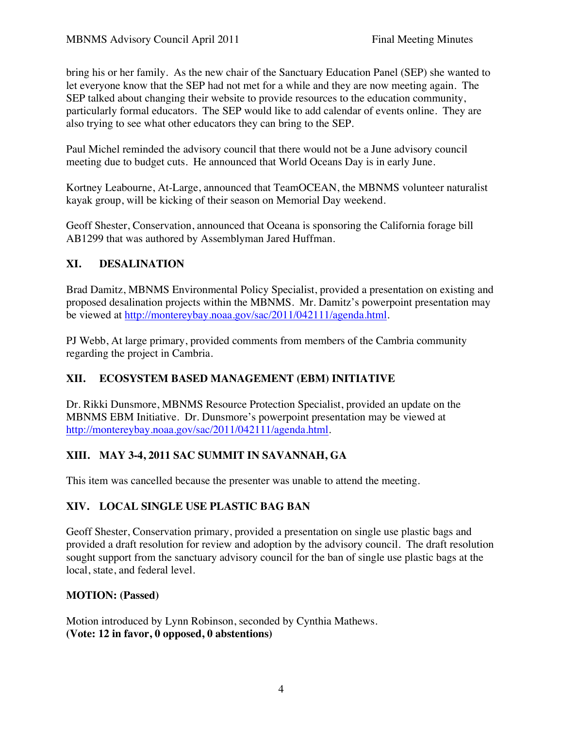bring his or her family. As the new chair of the Sanctuary Education Panel (SEP) she wanted to let everyone know that the SEP had not met for a while and they are now meeting again. The SEP talked about changing their website to provide resources to the education community, particularly formal educators. The SEP would like to add calendar of events online. They are also trying to see what other educators they can bring to the SEP.

Paul Michel reminded the advisory council that there would not be a June advisory council meeting due to budget cuts. He announced that World Oceans Day is in early June.

Kortney Leabourne, At-Large, announced that TeamOCEAN, the MBNMS volunteer naturalist kayak group, will be kicking of their season on Memorial Day weekend.

Geoff Shester, Conservation, announced that Oceana is sponsoring the California forage bill AB1299 that was authored by Assemblyman Jared Huffman.

## XI. DESALINATION

Brad Damitz, MBNMS Environmental Policy Specialist, provided a presentation on existing and proposed desalination projects within the MBNMS. Mr. Damitz's powerpoint presentation may be viewed at http://montereybay.noaa.gov/sac/2011/042111/agenda.html.

PJ Webb, At large primary, provided comments from members of the Cambria community regarding the project in Cambria.

## XII. ECOSYSTEM BASED MANAGEMENT (EBM) INITIATIVE

Dr. Rikki Dunsmore, MBNMS Resource Protection Specialist, provided an update on the MBNMS EBM Initiative. Dr. Dunsmore's powerpoint presentation may be viewed at http://montereybay.noaa.gov/sac/2011/042111/agenda.html.

## XIII. MAY 3-4, 2011 SAC SUMMIT IN SAVANNAH, GA

This item was cancelled because the presenter was unable to attend the meeting.

## XIV. LOCAL SINGLE USE PLASTIC BAG BAN

Geoff Shester, Conservation primary, provided a presentation on single use plastic bags and provided a draft resolution for review and adoption by the advisory council. The draft resolution sought support from the sanctuary advisory council for the ban of single use plastic bags at the local, state, and federal level.

**MOTION: (Passed)**

Motion introduced by Lynn Robinson, seconded by Cynthia Mathews.
**(Vote: 12 in favor, 0 opposed, 0 abstentions)**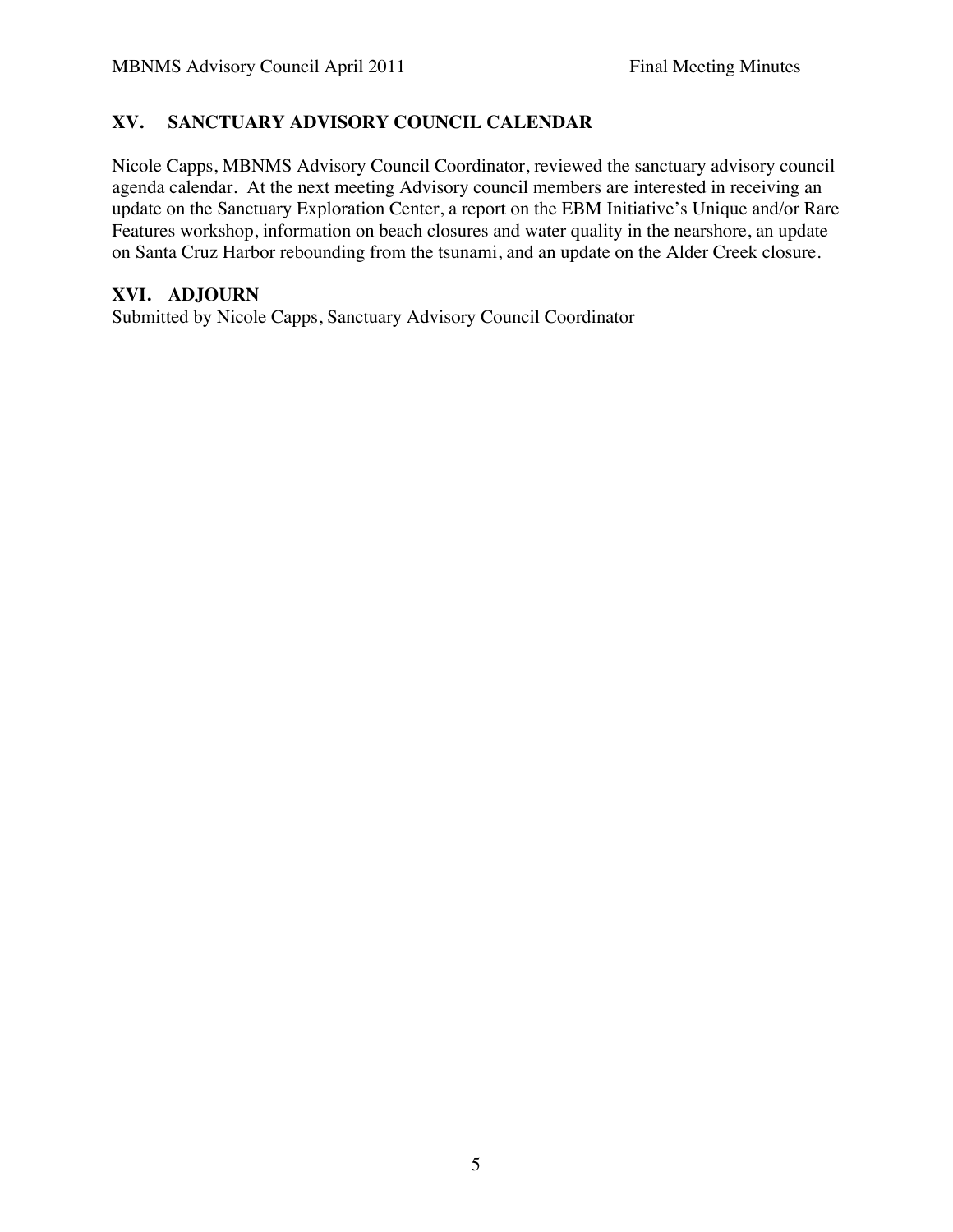## XV. SANCTUARY ADVISORY COUNCIL CALENDAR

Nicole Capps, MBNMS Advisory Council Coordinator, reviewed the sanctuary advisory council agenda calendar. At the next meeting Advisory council members are interested in receiving an update on the Sanctuary Exploration Center, a report on the EBM Initiative's Unique and/or Rare Features workshop, information on beach closures and water quality in the nearshore, an update on Santa Cruz Harbor rebounding from the tsunami, and an update on the Alder Creek closure.

## XVI. ADJOURN

Submitted by Nicole Capps, Sanctuary Advisory Council Coordinator